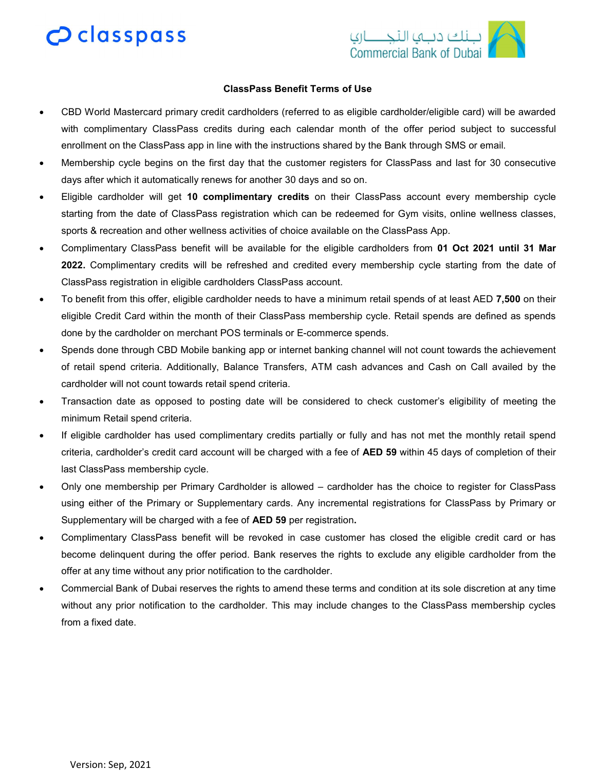classpass

بـنك دبـي التجـــاري
Commercial Bank of Dubai

**ClassPass Benefit Terms of Use**

- CBD World Mastercard primary credit cardholders (referred to as eligible cardholder/eligible card) will be awarded with complimentary ClassPass credits during each calendar month of the offer period subject to successful enrollment on the ClassPass app in line with the instructions shared by the Bank through SMS or email.
- Membership cycle begins on the first day that the customer registers for ClassPass and last for 30 consecutive days after which it automatically renews for another 30 days and so on.
- Eligible cardholder will get **10 complimentary credits** on their ClassPass account every membership cycle starting from the date of ClassPass registration which can be redeemed for Gym visits, online wellness classes, sports & recreation and other wellness activities of choice available on the ClassPass App.
- Complimentary ClassPass benefit will be available for the eligible cardholders from **01 Oct 2021 until 31 Mar 2022.** Complimentary credits will be refreshed and credited every membership cycle starting from the date of ClassPass registration in eligible cardholders ClassPass account.
- To benefit from this offer, eligible cardholder needs to have a minimum retail spends of at least AED **7,500** on their eligible Credit Card within the month of their ClassPass membership cycle. Retail spends are defined as spends done by the cardholder on merchant POS terminals or E-commerce spends.
- Spends done through CBD Mobile banking app or internet banking channel will not count towards the achievement of retail spend criteria. Additionally, Balance Transfers, ATM cash advances and Cash on Call availed by the cardholder will not count towards retail spend criteria.
- Transaction date as opposed to posting date will be considered to check customer's eligibility of meeting the minimum Retail spend criteria.
- If eligible cardholder has used complimentary credits partially or fully and has not met the monthly retail spend criteria, cardholder's credit card account will be charged with a fee of **AED 59** within 45 days of completion of their last ClassPass membership cycle.
- Only one membership per Primary Cardholder is allowed – cardholder has the choice to register for ClassPass using either of the Primary or Supplementary cards. Any incremental registrations for ClassPass by Primary or Supplementary will be charged with a fee of **AED 59** per registration**.**
- Complimentary ClassPass benefit will be revoked in case customer has closed the eligible credit card or has become delinquent during the offer period. Bank reserves the rights to exclude any eligible cardholder from the offer at any time without any prior notification to the cardholder.
- Commercial Bank of Dubai reserves the rights to amend these terms and condition at its sole discretion at any time without any prior notification to the cardholder. This may include changes to the ClassPass membership cycles from a fixed date.

Version: Sep, 2021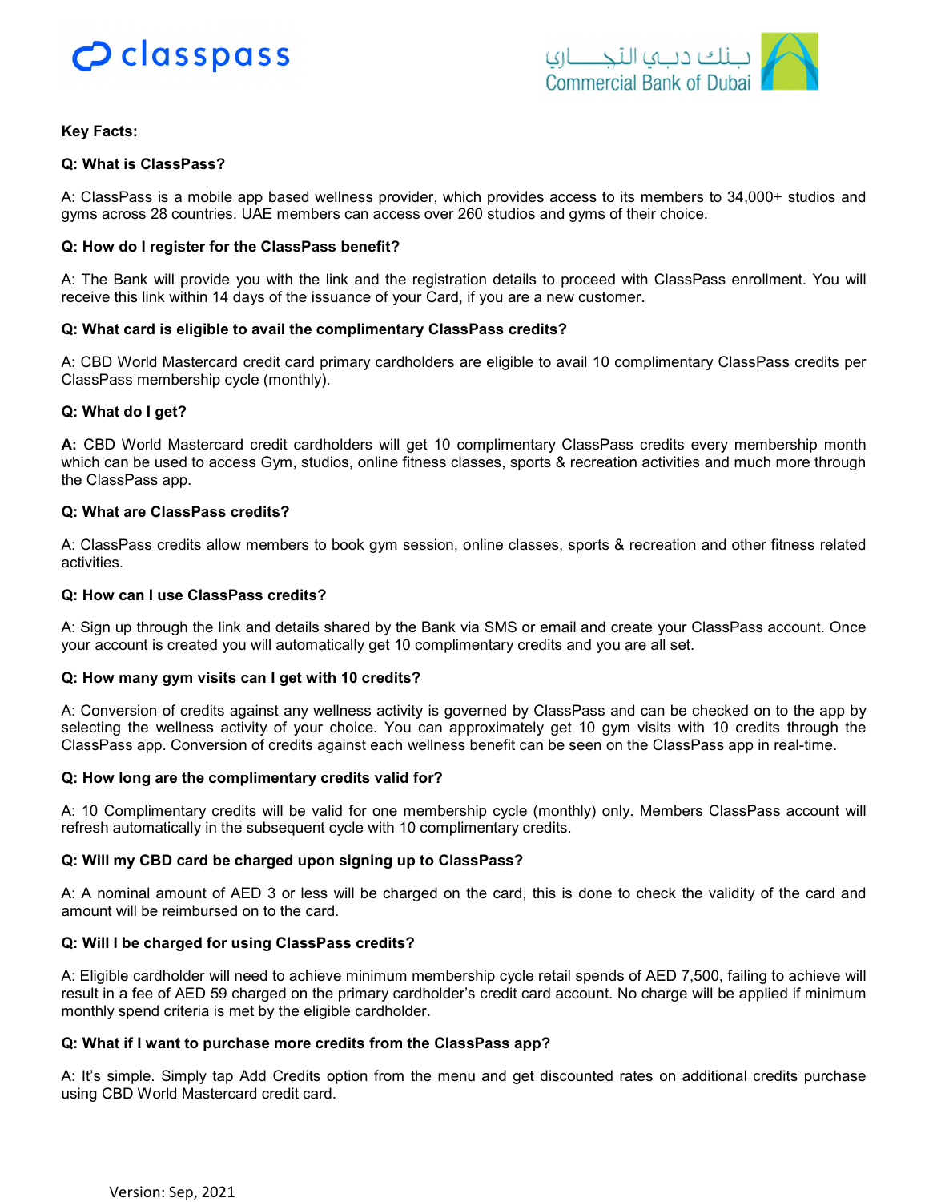**Key Facts:**

**Q: What is ClassPass?**

A: ClassPass is a mobile app based wellness provider, which provides access to its members to 34,000+ studios and gyms across 28 countries. UAE members can access over 260 studios and gyms of their choice.

**Q: How do I register for the ClassPass benefit?**

A: The Bank will provide you with the link and the registration details to proceed with ClassPass enrollment. You will receive this link within 14 days of the issuance of your Card, if you are a new customer.

**Q: What card is eligible to avail the complimentary ClassPass credits?**

A: CBD World Mastercard credit card primary cardholders are eligible to avail 10 complimentary ClassPass credits per ClassPass membership cycle (monthly).

**Q: What do I get?**

**A:** CBD World Mastercard credit cardholders will get 10 complimentary ClassPass credits every membership month which can be used to access Gym, studios, online fitness classes, sports & recreation activities and much more through the ClassPass app.

**Q: What are ClassPass credits?**

A: ClassPass credits allow members to book gym session, online classes, sports & recreation and other fitness related activities.

**Q: How can I use ClassPass credits?**

A: Sign up through the link and details shared by the Bank via SMS or email and create your ClassPass account. Once your account is created you will automatically get 10 complimentary credits and you are all set.

**Q: How many gym visits can I get with 10 credits?**

A: Conversion of credits against any wellness activity is governed by ClassPass and can be checked on to the app by selecting the wellness activity of your choice. You can approximately get 10 gym visits with 10 credits through the ClassPass app. Conversion of credits against each wellness benefit can be seen on the ClassPass app in real-time.

**Q: How long are the complimentary credits valid for?**

A: 10 Complimentary credits will be valid for one membership cycle (monthly) only. Members ClassPass account will refresh automatically in the subsequent cycle with 10 complimentary credits.

**Q: Will my CBD card be charged upon signing up to ClassPass?**

A: A nominal amount of AED 3 or less will be charged on the card, this is done to check the validity of the card and amount will be reimbursed on to the card.

**Q: Will I be charged for using ClassPass credits?**

A: Eligible cardholder will need to achieve minimum membership cycle retail spends of AED 7,500, failing to achieve will result in a fee of AED 59 charged on the primary cardholder's credit card account. No charge will be applied if minimum monthly spend criteria is met by the eligible cardholder.

**Q: What if I want to purchase more credits from the ClassPass app?**

A: It's simple. Simply tap Add Credits option from the menu and get discounted rates on additional credits purchase using CBD World Mastercard credit card.

Version: Sep, 2021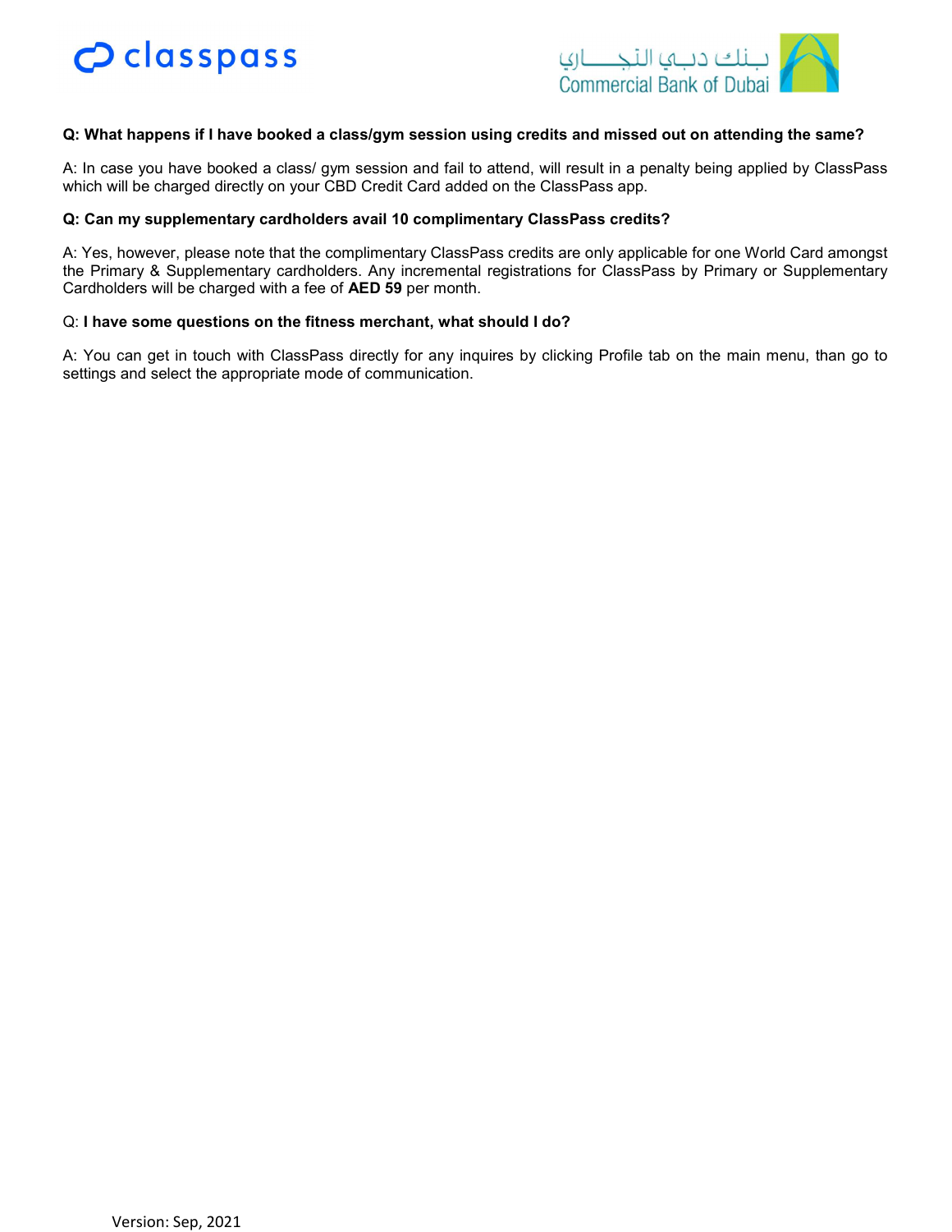**Q: What happens if I have booked a class/gym session using credits and missed out on attending the same?**

A: In case you have booked a class/ gym session and fail to attend, will result in a penalty being applied by ClassPass which will be charged directly on your CBD Credit Card added on the ClassPass app.

**Q: Can my supplementary cardholders avail 10 complimentary ClassPass credits?**

A: Yes, however, please note that the complimentary ClassPass credits are only applicable for one World Card amongst the Primary & Supplementary cardholders. Any incremental registrations for ClassPass by Primary or Supplementary Cardholders will be charged with a fee of **AED 59** per month.

Q: **I have some questions on the fitness merchant, what should I do?**

A: You can get in touch with ClassPass directly for any inquires by clicking Profile tab on the main menu, than go to settings and select the appropriate mode of communication.

Version: Sep, 2021